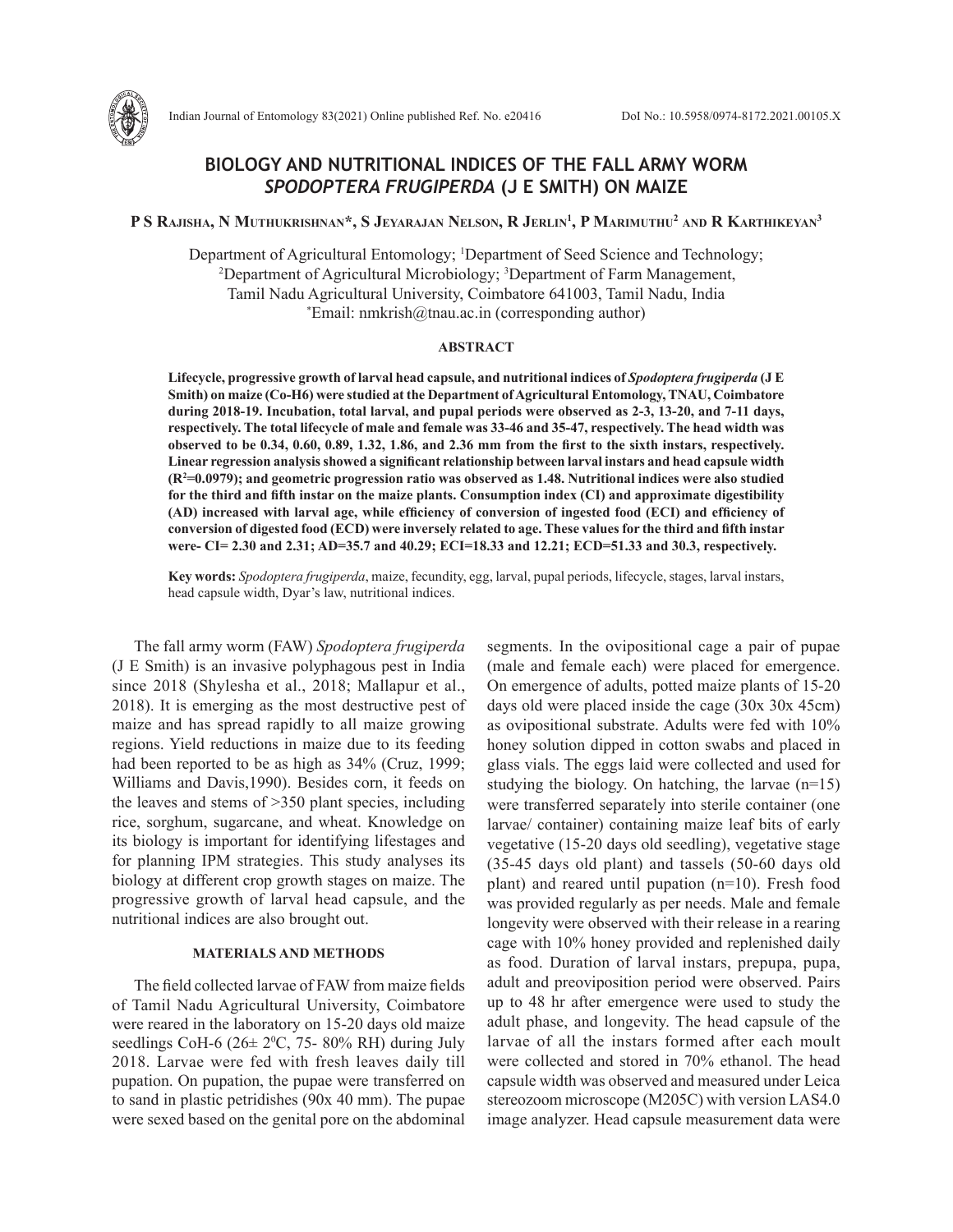# BIOLOGY AND NUTRITIONAL INDICES OF THE FALL ARMY WORM *SPODOPTERA FRUGIPERDA* (J E SMITH) ON MAIZE

**P S Rajisha, N Muthukrishnan\*, S Jeyarajan Nelson, R Jerlin[1], P Marimuthu[2] and R Karthikeyan[3]**

Department of Agricultural Entomology; [1]Department of Seed Science and Technology; [2]Department of Agricultural Microbiology; [3]Department of Farm Management, Tamil Nadu Agricultural University, Coimbatore 641003, Tamil Nadu, India
\*Email: nmkrish@tnau.ac.in (corresponding author)

## ABSTRACT

**Lifecycle, progressive growth of larval head capsule, and nutritional indices of *Spodoptera frugiperda* (J E Smith) on maize (Co-H6) were studied at the Department of Agricultural Entomology, TNAU, Coimbatore during 2018-19. Incubation, total larval, and pupal periods were observed as 2-3, 13-20, and 7-11 days, respectively. The total lifecycle of male and female was 33-46 and 35-47, respectively. The head width was observed to be 0.34, 0.60, 0.89, 1.32, 1.86, and 2.36 mm from the first to the sixth instars, respectively. Linear regression analysis showed a significant relationship between larval instars and head capsule width ($R^2$=0.0979); and geometric progression ratio was observed as 1.48. Nutritional indices were also studied for the third and fifth instar on the maize plants. Consumption index (CI) and approximate digestibility (AD) increased with larval age, while efficiency of conversion of ingested food (ECI) and efficiency of conversion of digested food (ECD) were inversely related to age. These values for the third and fifth instar were- CI= 2.30 and 2.31; AD=35.7 and 40.29; ECI=18.33 and 12.21; ECD=51.33 and 30.3, respectively.**

**Key words:** *Spodoptera frugiperda*, maize, fecundity, egg, larval, pupal periods, lifecycle, stages, larval instars, head capsule width, Dyar's law, nutritional indices.

The fall army worm (FAW) *Spodoptera frugiperda* (J E Smith) is an invasive polyphagous pest in India since 2018 (Shylesha et al., 2018; Mallapur et al., 2018). It is emerging as the most destructive pest of maize and has spread rapidly to all maize growing regions. Yield reductions in maize due to its feeding had been reported to be as high as 34% (Cruz, 1999; Williams and Davis,1990). Besides corn, it feeds on the leaves and stems of >350 plant species, including rice, sorghum, sugarcane, and wheat. Knowledge on its biology is important for identifying lifestages and for planning IPM strategies. This study analyses its biology at different crop growth stages on maize. The progressive growth of larval head capsule, and the nutritional indices are also brought out.

## MATERIALS AND METHODS

The field collected larvae of FAW from maize fields of Tamil Nadu Agricultural University, Coimbatore were reared in the laboratory on 15-20 days old maize seedlings CoH-6 (26± 2$^0$C, 75- 80% RH) during July 2018. Larvae were fed with fresh leaves daily till pupation. On pupation, the pupae were transferred on to sand in plastic petridishes (90x 40 mm). The pupae were sexed based on the genital pore on the abdominal segments. In the ovipositional cage a pair of pupae (male and female each) were placed for emergence. On emergence of adults, potted maize plants of 15-20 days old were placed inside the cage (30x 30x 45cm) as ovipositional substrate. Adults were fed with 10% honey solution dipped in cotton swabs and placed in glass vials. The eggs laid were collected and used for studying the biology. On hatching, the larvae (n=15) were transferred separately into sterile container (one larvae/ container) containing maize leaf bits of early vegetative (15-20 days old seedling), vegetative stage (35-45 days old plant) and tassels (50-60 days old plant) and reared until pupation (n=10). Fresh food was provided regularly as per needs. Male and female longevity were observed with their release in a rearing cage with 10% honey provided and replenished daily as food. Duration of larval instars, prepupa, pupa, adult and preoviposition period were observed. Pairs up to 48 hr after emergence were used to study the adult phase, and longevity. The head capsule of the larvae of all the instars formed after each moult were collected and stored in 70% ethanol. The head capsule width was observed and measured under Leica stereozoom microscope (M205C) with version LAS4.0 image analyzer. Head capsule measurement data were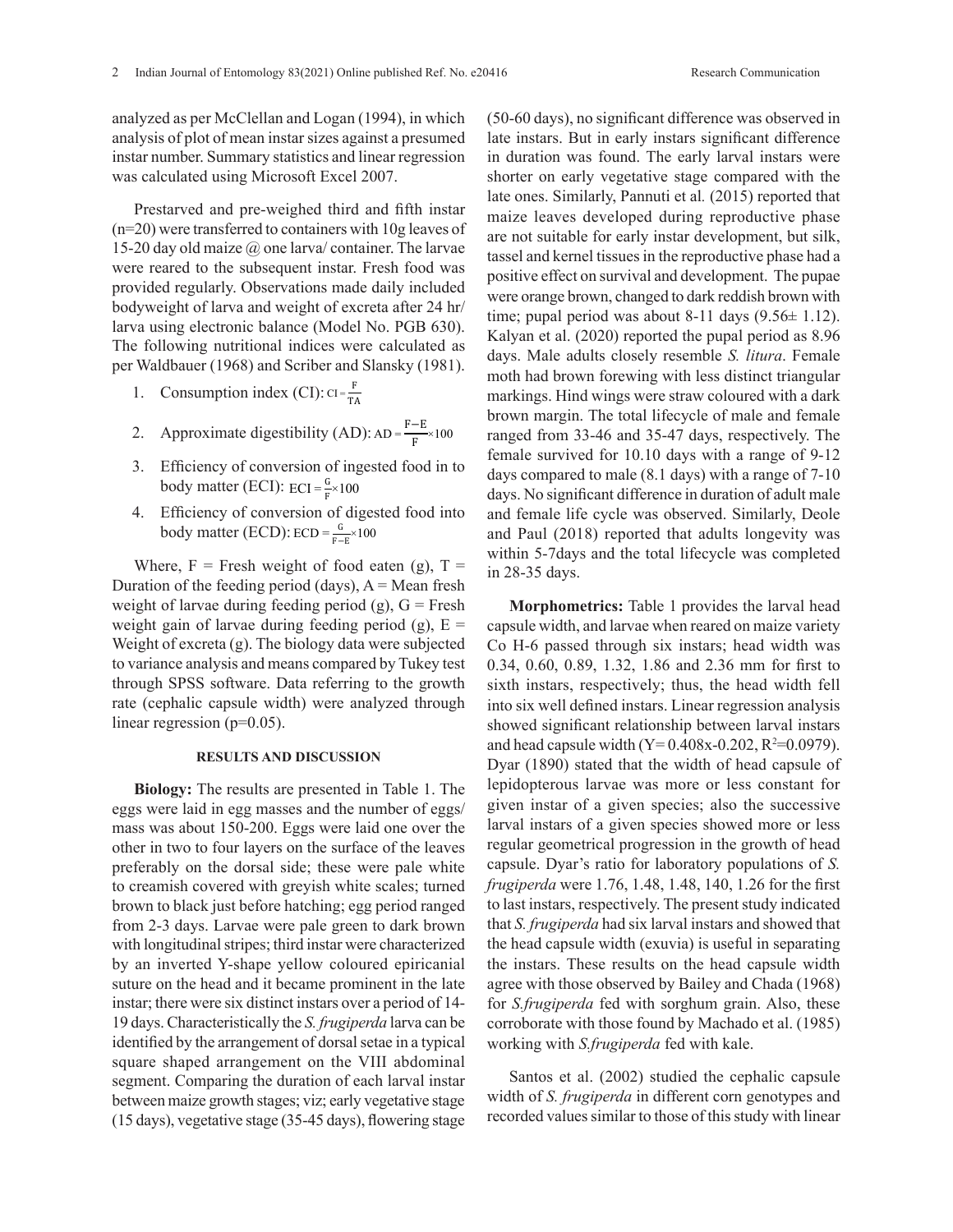analyzed as per McClellan and Logan (1994), in which analysis of plot of mean instar sizes against a presumed instar number. Summary statistics and linear regression was calculated using Microsoft Excel 2007.

Prestarved and pre-weighed third and fifth instar (n=20) were transferred to containers with 10g leaves of 15-20 day old maize @ one larva/ container. The larvae were reared to the subsequent instar. Fresh food was provided regularly. Observations made daily included bodyweight of larva and weight of excreta after 24 hr/ larva using electronic balance (Model No. PGB 630). The following nutritional indices were calculated as per Waldbauer (1968) and Scriber and Slansky (1981).

1. Consumption index (CI): $CI = \frac{F}{TA}$
2. Approximate digestibility (AD): $AD = \frac{F-E}{F} \times 100$
3. Efficiency of conversion of ingested food in to body matter (ECI): $ECI = \frac{G}{F} \times 100$
4. Efficiency of conversion of digested food into body matter (ECD): $ECD = \frac{G}{F-E} \times 100$

Where, F = Fresh weight of food eaten (g), T = Duration of the feeding period (days), A = Mean fresh weight of larvae during feeding period (g), G = Fresh weight gain of larvae during feeding period (g), E = Weight of excreta (g). The biology data were subjected to variance analysis and means compared by Tukey test through SPSS software. Data referring to the growth rate (cephalic capsule width) were analyzed through linear regression (p=0.05).

## RESULTS AND DISCUSSION

**Biology:** The results are presented in Table 1. The eggs were laid in egg masses and the number of eggs/ mass was about 150-200. Eggs were laid one over the other in two to four layers on the surface of the leaves preferably on the dorsal side; these were pale white to creamish covered with greyish white scales; turned brown to black just before hatching; egg period ranged from 2-3 days. Larvae were pale green to dark brown with longitudinal stripes; third instar were characterized by an inverted Y-shape yellow coloured epiricanial suture on the head and it became prominent in the late instar; there were six distinct instars over a period of 14-19 days. Characteristically the *S. frugiperda* larva can be identified by the arrangement of dorsal setae in a typical square shaped arrangement on the VIII abdominal segment. Comparing the duration of each larval instar between maize growth stages; viz; early vegetative stage (15 days), vegetative stage (35-45 days), flowering stage (50-60 days), no significant difference was observed in late instars. But in early instars significant difference in duration was found. The early larval instars were shorter on early vegetative stage compared with the late ones. Similarly, Pannuti et al. (2015) reported that maize leaves developed during reproductive phase are not suitable for early instar development, but silk, tassel and kernel tissues in the reproductive phase had a positive effect on survival and development. The pupae were orange brown, changed to dark reddish brown with time; pupal period was about 8-11 days (9.56± 1.12). Kalyan et al. (2020) reported the pupal period as 8.96 days. Male adults closely resemble *S. litura*. Female moth had brown forewing with less distinct triangular markings. Hind wings were straw coloured with a dark brown margin. The total lifecycle of male and female ranged from 33-46 and 35-47 days, respectively. The female survived for 10.10 days with a range of 9-12 days compared to male (8.1 days) with a range of 7-10 days. No significant difference in duration of adult male and female life cycle was observed. Similarly, Deole and Paul (2018) reported that adults longevity was within 5-7days and the total lifecycle was completed in 28-35 days.

**Morphometrics:** Table 1 provides the larval head capsule width, and larvae when reared on maize variety Co H-6 passed through six instars; head width was 0.34, 0.60, 0.89, 1.32, 1.86 and 2.36 mm for first to sixth instars, respectively; thus, the head width fell into six well defined instars. Linear regression analysis showed significant relationship between larval instars and head capsule width (Y= 0.408x-0.202, $R^2$=0.0979). Dyar (1890) stated that the width of head capsule of lepidopterous larvae was more or less constant for given instar of a given species; also the successive larval instars of a given species showed more or less regular geometrical progression in the growth of head capsule. Dyar's ratio for laboratory populations of *S. frugiperda* were 1.76, 1.48, 1.48, 140, 1.26 for the first to last instars, respectively. The present study indicated that *S. frugiperda* had six larval instars and showed that the head capsule width (exuvia) is useful in separating the instars. These results on the head capsule width agree with those observed by Bailey and Chada (1968) for *S.frugiperda* fed with sorghum grain. Also, these corroborate with those found by Machado et al. (1985) working with *S.frugiperda* fed with kale.

Santos et al. (2002) studied the cephalic capsule width of *S. frugiperda* in different corn genotypes and recorded values similar to those of this study with linear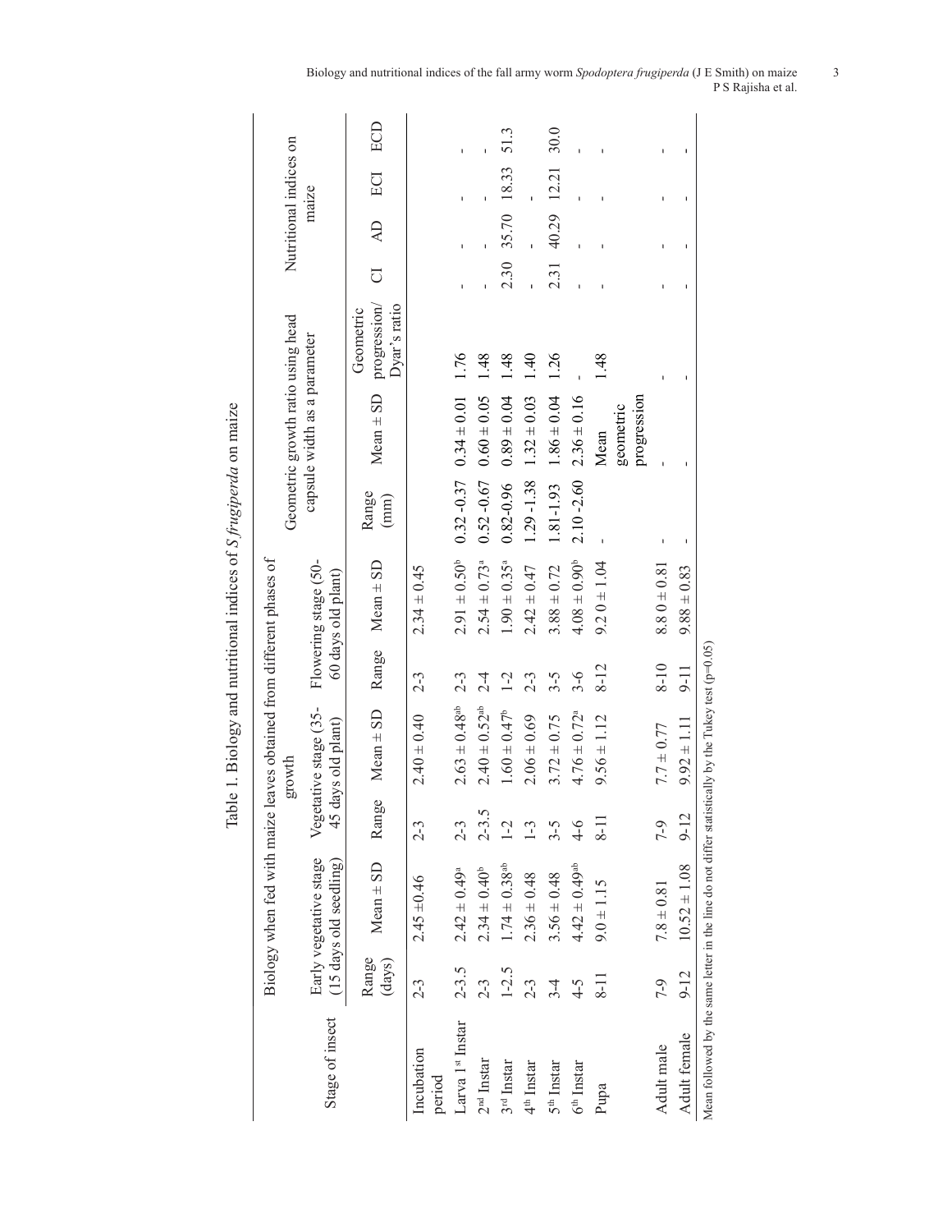Table 1. Biology and nutritional indices of *S frugiperda* on maize

| Stage of insect | Biology when fed with maize leaves obtained from different phases of growth | | | | | | Geometric growth ratio using head capsule width as a parameter | | | Nutritional indices on maize | | | |
|---|---|---|---|---|---|---|---|---|---|---|---|---|---|
| | Early vegetative stage (15 days old seedling) | | Vegetative stage (35-45 days old plant) | | Flowering stage (50-60 days old plant) | | | | | | | | |
| | Range (days) | Mean ± SD | Range | Mean ± SD | Range | Mean ± SD | Range (mm) | Mean ± SD | Geometric progression/ Dyar's ratio | CI | AD | ECI | ECD |
| Incubation period | 2-3 | 2.45 ±0.46 | 2-3 | 2.40 ± 0.40 | 2-3 | 2.34 ± 0.45 | | | | | | | |
| Larva 1[st] Instar | 2-3.5 | 2.42 ± 0.49[a] | 2-3 | 2.63 ± 0.48[ab] | 2-3 | 2.91 ± 0.50[b] | 0.32 -0.37 | 0.34 ± 0.01 | 1.76 | - | - | - | - |
| 2[nd] Instar | 2-3 | 2.34 ± 0.40[b] | 2-3.5 | 2.40 ± 0.52[ab] | 2-4 | 2.54 ± 0.73[a] | 0.52 -0.67 | 0.60 ± 0.05 | 1.48 | - | - | - | - |
| 3[rd] Instar | 1-2.5 | 1.74 ± 0.38[ab] | 1-2 | 1.60 ± 0.47[b] | 1-2 | 1.90 ± 0.35[a] | 0.82-0.96 | 0.89 ± 0.04 | 1.48 | 2.30 | 35.70 | 18.33 | 51.3 |
| 4[th] Instar | 2-3 | 2.36 ± 0.48 | 1-3 | 2.06 ± 0.69 | 2-3 | 2.42 ± 0.47 | 1.29 -1.38 | 1.32 ± 0.03 | 1.40 | - | - | - | - |
| 5[th] Instar | 3-4 | 3.56 ± 0.48 | 3-5 | 3.72 ± 0.75 | 3-5 | 3.88 ± 0.72 | 1.81-1.93 | 1.86 ± 0.04 | 1.26 | 2.31 | 40.29 | 12.21 | 30.0 |
| 6[th] Instar | 4-5 | 4.42 ± 0.49[ab] | 4-6 | 4.76 ± 0.72[a] | 3-6 | 4.08 ± 0.90[b] | 2.10 -2.60 | 2.36 ± 0.16 | - | - | - | - | - |
| Pupa | 8-11 | 9.0 ± 1.15 | 8-11 | 9.56 ± 1.12 | 8-12 | 9.2 0 ± 1.04 | - | Mean geometric progression | 1.48 | - | - | - | - |
| Adult male | 7-9 | 7.8 ± 0.81 | 7-9 | 7.7 ± 0.77 | 8-10 | 8.8 0 ± 0.81 | - | - | - | - | - | - | - |
| Adult female | 9-12 | 10.52 ± 1.08 | 9-12 | 9.92 ± 1.11 | 9-11 | 9.88 ± 0.83 | - | - | - | - | - | - | - |

Mean followed by the same letter in the line do not differ statistically by the Tukey test ($p$=0.05)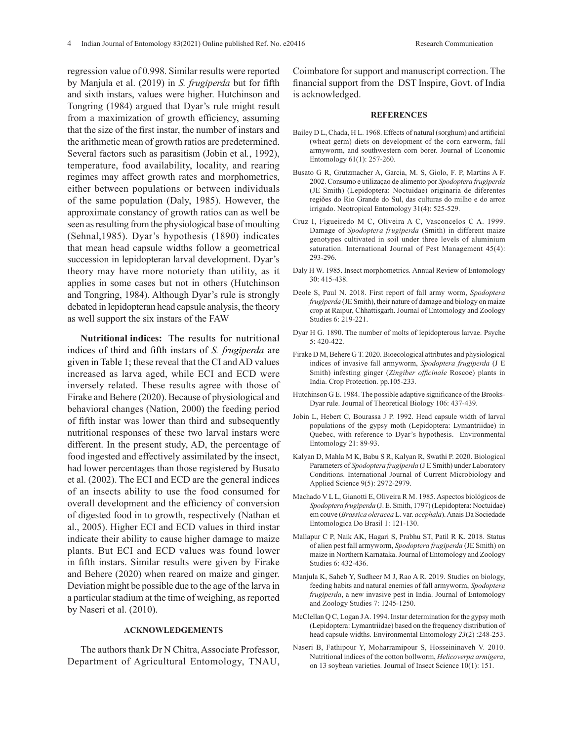regression value of 0.998. Similar results were reported by Manjula et al. (2019) in *S. frugiperda* but for fifth and sixth instars, values were higher. Hutchinson and Tongring (1984) argued that Dyar's rule might result from a maximization of growth efficiency, assuming that the size of the first instar, the number of instars and the arithmetic mean of growth ratios are predetermined. Several factors such as parasitism (Jobin et al*.*, 1992), temperature, food availability, locality, and rearing regimes may affect growth rates and morphometrics, either between populations or between individuals of the same population (Daly, 1985). However, the approximate constancy of growth ratios can as well be seen as resulting from the physiological base of moulting (Sehnal,1985). Dyar's hypothesis (1890) indicates that mean head capsule widths follow a geometrical succession in lepidopteran larval development. Dyar's theory may have more notoriety than utility, as it applies in some cases but not in others (Hutchinson and Tongring, 1984). Although Dyar's rule is strongly debated in lepidopteran head capsule analysis, the theory as well support the six instars of the FAW

**Nutritional indices:** The results for nutritional indices of third and fifth instars of *S. frugiperda* are given in Table 1; these reveal that the CI and AD values increased as larva aged, while ECI and ECD were inversely related. These results agree with those of Firake and Behere (2020). Because of physiological and behavioral changes (Nation, 2000) the feeding period of fifth instar was lower than third and subsequently nutritional responses of these two larval instars were different. In the present study, AD, the percentage of food ingested and effectively assimilated by the insect, had lower percentages than those registered by Busato et al. (2002). The ECI and ECD are the general indices of an insects ability to use the food consumed for overall development and the efficiency of conversion of digested food in to growth, respectively (Nathan et al., 2005). Higher ECI and ECD values in third instar indicate their ability to cause higher damage to maize plants. But ECI and ECD values was found lower in fifth instars. Similar results were given by Firake and Behere (2020) when reared on maize and ginger. Deviation might be possible due to the age of the larva in a particular stadium at the time of weighing, as reported by Naseri et al. (2010).

## ACKNOWLEDGEMENTS

The authors thank Dr N Chitra, Associate Professor, Department of Agricultural Entomology, TNAU, Coimbatore for support and manuscript correction. The financial support from the DST Inspire, Govt. of India is acknowledged.

## REFERENCES

Bailey D L, Chada, H L. 1968. Effects of natural (sorghum) and artificial (wheat germ) diets on development of the corn earworm, fall armyworm, and southwestern corn borer. Journal of Economic Entomology 61(1): 257-260.

Busato G R, Grutzmacher A, Garcia, M. S, Giolo, F. P, Martins A F. 2002. Consumo e utilizaçao de alimento por *Spodoptera frugiperda* (JE Smith) (Lepidoptera: Noctuidae) originaria de diferentes regiões do Rio Grande do Sul, das culturas do milho e do arroz irrigado. Neotropical Entomology 31(4): 525-529.

Cruz I, Figueiredo M C, Oliveira A C, Vasconcelos C A. 1999. Damage of *Spodoptera frugiperda* (Smith) in different maize genotypes cultivated in soil under three levels of aluminium saturation. International Journal of Pest Management 45(4): 293-296.

Daly H W. 1985. Insect morphometrics. Annual Review of Entomology 30: 415-438.

Deole S, Paul N. 2018. First report of fall army worm, *Spodoptera frugiperda* (JE Smith), their nature of damage and biology on maize crop at Raipur, Chhattisgarh. Journal of Entomology and Zoology Studies 6: 219-221.

Dyar H G. 1890. The number of molts of lepidopterous larvae. Psyche 5: 420-422.

Firake D M, Behere G T. 2020. Bioecological attributes and physiological indices of invasive fall armyworm, *Spodoptera frugiperda* (J E Smith) infesting ginger (*Zingiber officinale* Roscoe) plants in India. Crop Protection. pp.105-233.

Hutchinson G E. 1984. The possible adaptive significance of the Brooks-Dyar rule. Journal of Theoretical Biology 106: 437-439.

Jobin L, Hebert C, Bourassa J P. 1992. Head capsule width of larval populations of the gypsy moth (Lepidoptera: Lymantriidae) in Quebec, with reference to Dyar's hypothesis. Environmental Entomology 21: 89-93.

Kalyan D, Mahla M K, Babu S R, Kalyan R, Swathi P. 2020. Biological Parameters of *Spodoptera frugiperda* (J E Smith) under Laboratory Conditions. International Journal of Current Microbiology and Applied Science 9(5): 2972-2979.

Machado V L L, Gianotti E, Oliveira R M. 1985. Aspectos biológicos de *Spodoptera frugiperda* (J. E. Smith, 1797) (Lepidoptera: Noctuidae) em couve (*Brassica oleracea* L. var. *acephala*). Anais Da Sociedade Entomologica Do Brasil 1: 121-130.

Mallapur C P, Naik AK, Hagari S, Prabhu ST, Patil R K. 2018. Status of alien pest fall armyworm, *Spodoptera frugiperda* (JE Smith) on maize in Northern Karnataka. Journal of Entomology and Zoology Studies 6: 432-436.

Manjula K, Saheb Y, Sudheer M J, Rao A R. 2019. Studies on biology, feeding habits and natural enemies of fall armyworm, *Spodoptera frugiperda*, a new invasive pest in India. Journal of Entomology and Zoology Studies 7: 1245-1250.

McClellan Q C, Logan J A. 1994. Instar determination for the gypsy moth (Lepidoptera: Lymantriidae) based on the frequency distribution of head capsule widths. Environmental Entomology *23*(2) :248-253.

Naseri B, Fathipour Y, Moharramipour S, Hosseininaveh V. 2010. Nutritional indices of the cotton bollworm, *Helicoverpa armigera*, on 13 soybean varieties. Journal of Insect Science 10(1): 151.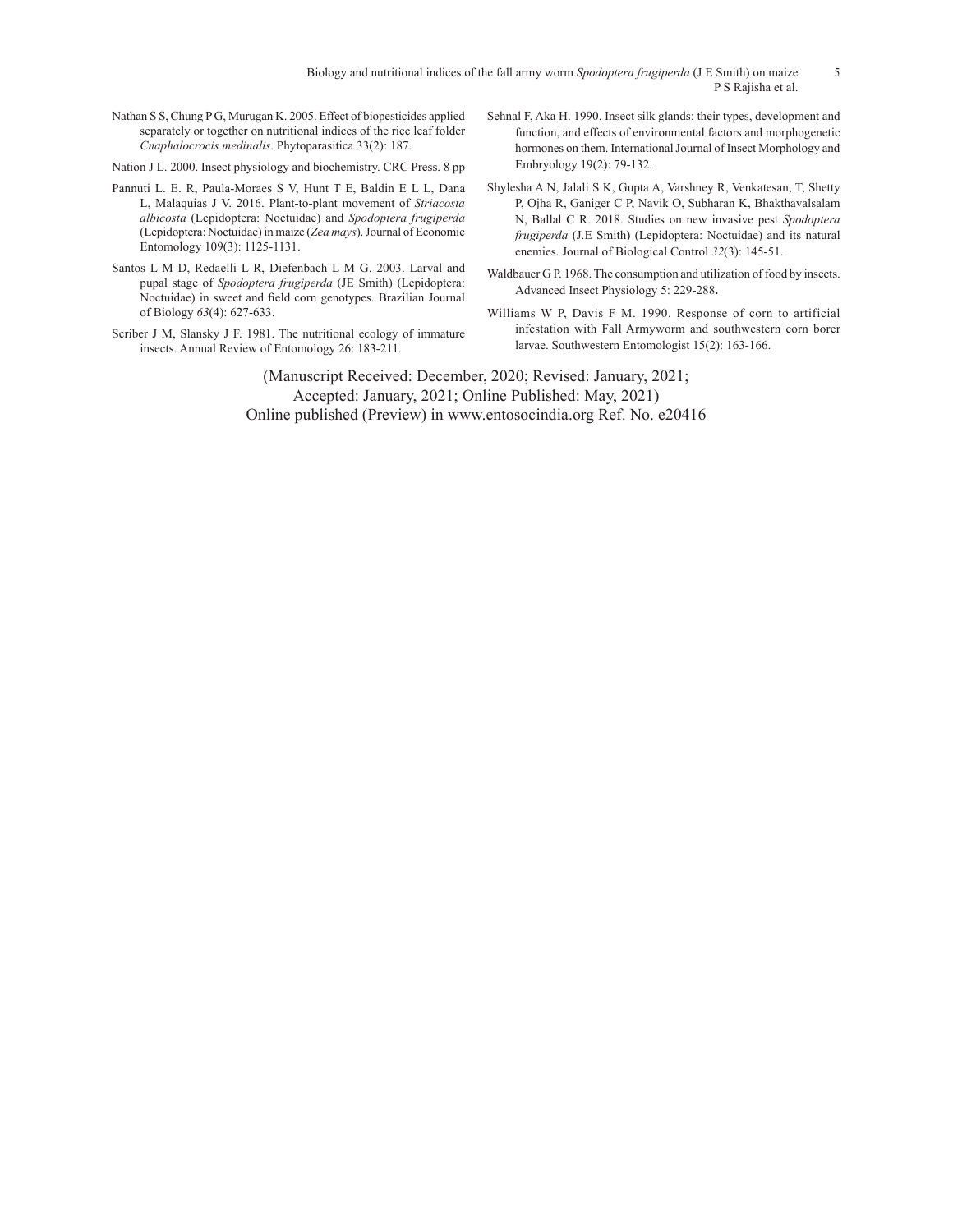Nathan S S, Chung P G, Murugan K. 2005. Effect of biopesticides applied separately or together on nutritional indices of the rice leaf folder *Cnaphalocrocis medinalis*. Phytoparasitica 33(2): 187.

Nation J L. 2000. Insect physiology and biochemistry. CRC Press. 8 pp

Pannuti L. E. R, Paula-Moraes S V, Hunt T E, Baldin E L L, Dana L, Malaquias J V. 2016. Plant-to-plant movement of *Striacosta albicosta* (Lepidoptera: Noctuidae) and *Spodoptera frugiperda* (Lepidoptera: Noctuidae) in maize (*Zea mays*). Journal of Economic Entomology 109(3): 1125-1131.

Santos L M D, Redaelli L R, Diefenbach L M G. 2003. Larval and pupal stage of *Spodoptera frugiperda* (JE Smith) (Lepidoptera: Noctuidae) in sweet and field corn genotypes. Brazilian Journal of Biology *63*(4): 627-633.

Scriber J M, Slansky J F. 1981. The nutritional ecology of immature insects. Annual Review of Entomology 26: 183-211.

Sehnal F, Aka H. 1990. Insect silk glands: their types, development and function, and effects of environmental factors and morphogenetic hormones on them. International Journal of Insect Morphology and Embryology 19(2): 79-132.

Shylesha A N, Jalali S K, Gupta A, Varshney R, Venkatesan, T, Shetty P, Ojha R, Ganiger C P, Navik O, Subharan K, Bhakthavalsalam N, Ballal C R. 2018. Studies on new invasive pest *Spodoptera frugiperda* (J.E Smith) (Lepidoptera: Noctuidae) and its natural enemies. Journal of Biological Control *32*(3): 145-51.

Waldbauer G P. 1968. The consumption and utilization of food by insects. Advanced Insect Physiology 5: 229-288**.**

Williams W P, Davis F M. 1990. Response of corn to artificial infestation with Fall Armyworm and southwestern corn borer larvae. Southwestern Entomologist 15(2): 163-166.

(Manuscript Received: December, 2020; Revised: January, 2021; Accepted: January, 2021; Online Published: May, 2021)
Online published (Preview) in www.entosocindia.org Ref. No. e20416